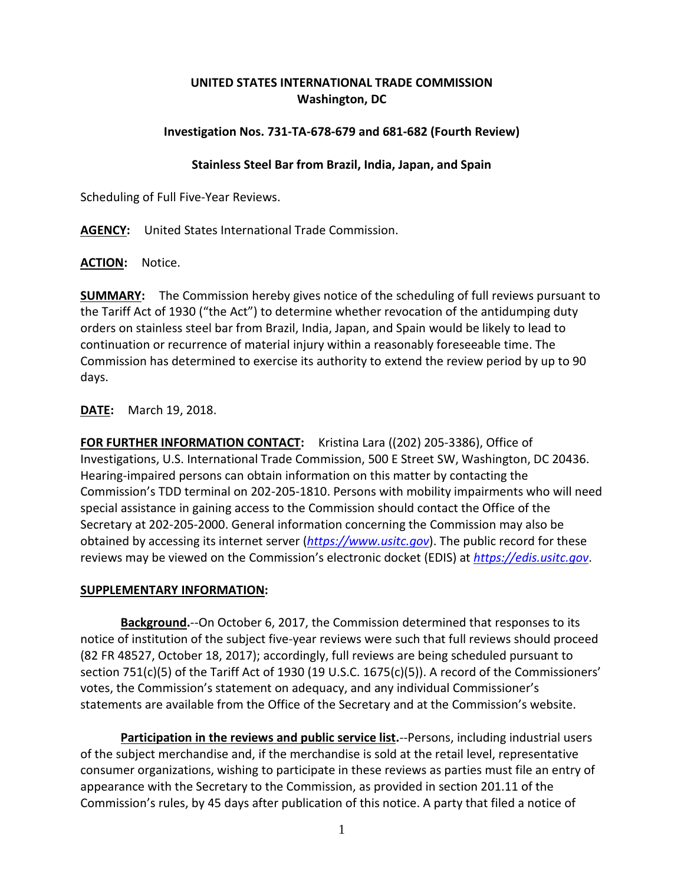**UNITED STATES INTERNATIONAL TRADE COMMISSION**
**Washington, DC**

**Investigation Nos. 731-TA-678-679 and 681-682 (Fourth Review)**

**Stainless Steel Bar from Brazil, India, Japan, and Spain**

Scheduling of Full Five-Year Reviews.

**AGENCY:** United States International Trade Commission.

**ACTION:** Notice.

**SUMMARY:** The Commission hereby gives notice of the scheduling of full reviews pursuant to the Tariff Act of 1930 ("the Act") to determine whether revocation of the antidumping duty orders on stainless steel bar from Brazil, India, Japan, and Spain would be likely to lead to continuation or recurrence of material injury within a reasonably foreseeable time. The Commission has determined to exercise its authority to extend the review period by up to 90 days.

**DATE:** March 19, 2018.

**FOR FURTHER INFORMATION CONTACT:** Kristina Lara ((202) 205-3386), Office of Investigations, U.S. International Trade Commission, 500 E Street SW, Washington, DC 20436. Hearing-impaired persons can obtain information on this matter by contacting the Commission's TDD terminal on 202-205-1810. Persons with mobility impairments who will need special assistance in gaining access to the Commission should contact the Office of the Secretary at 202-205-2000. General information concerning the Commission may also be obtained by accessing its internet server (*https://www.usitc.gov*). The public record for these reviews may be viewed on the Commission's electronic docket (EDIS) at *https://edis.usitc.gov*.

**SUPPLEMENTARY INFORMATION:**

**Background.**--On October 6, 2017, the Commission determined that responses to its notice of institution of the subject five-year reviews were such that full reviews should proceed (82 FR 48527, October 18, 2017); accordingly, full reviews are being scheduled pursuant to section 751(c)(5) of the Tariff Act of 1930 (19 U.S.C. 1675(c)(5)). A record of the Commissioners' votes, the Commission's statement on adequacy, and any individual Commissioner's statements are available from the Office of the Secretary and at the Commission's website.

**Participation in the reviews and public service list.**--Persons, including industrial users of the subject merchandise and, if the merchandise is sold at the retail level, representative consumer organizations, wishing to participate in these reviews as parties must file an entry of appearance with the Secretary to the Commission, as provided in section 201.11 of the Commission's rules, by 45 days after publication of this notice. A party that filed a notice of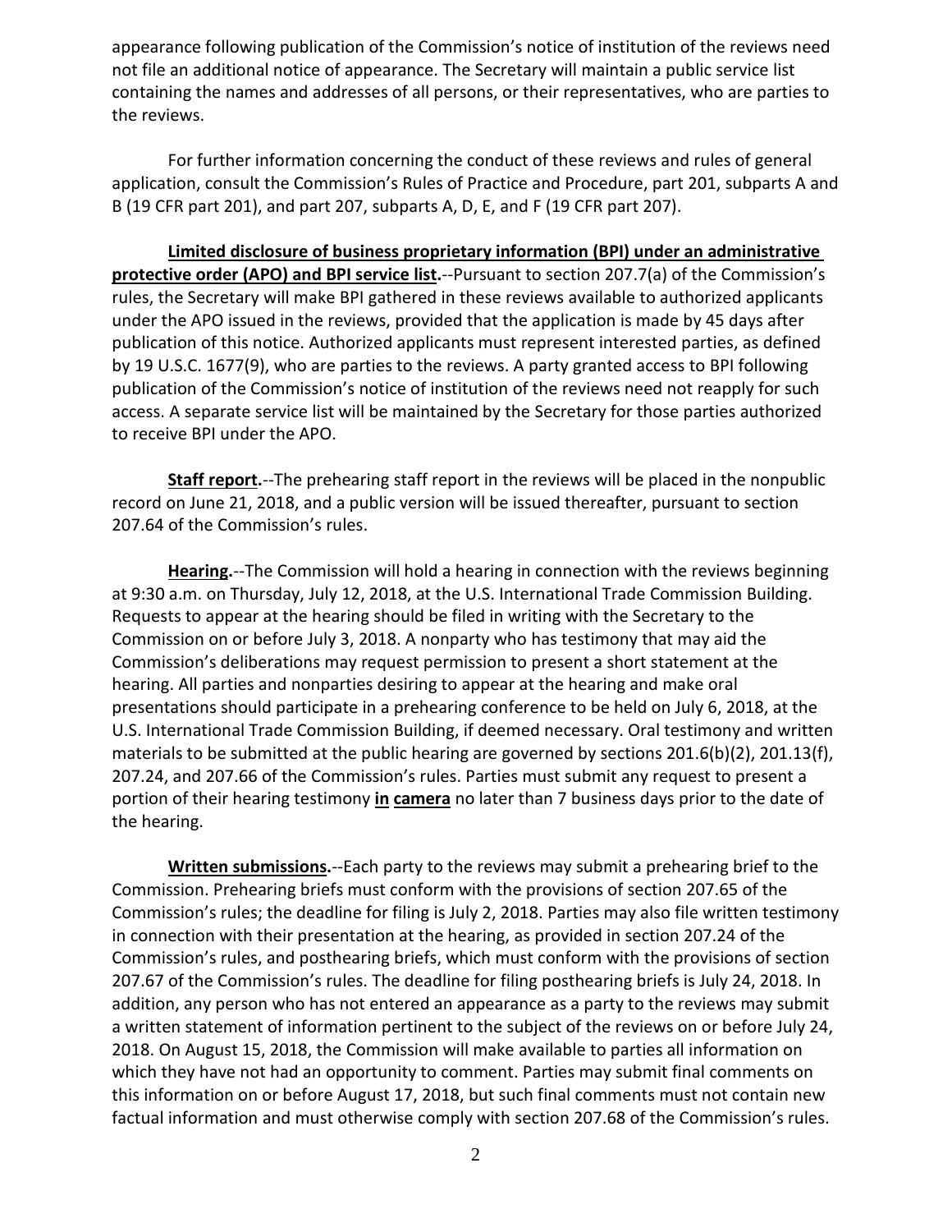appearance following publication of the Commission's notice of institution of the reviews need not file an additional notice of appearance. The Secretary will maintain a public service list containing the names and addresses of all persons, or their representatives, who are parties to the reviews.

For further information concerning the conduct of these reviews and rules of general application, consult the Commission's Rules of Practice and Procedure, part 201, subparts A and B (19 CFR part 201), and part 207, subparts A, D, E, and F (19 CFR part 207).

**Limited disclosure of business proprietary information (BPI) under an administrative protective order (APO) and BPI service list.**--Pursuant to section 207.7(a) of the Commission's rules, the Secretary will make BPI gathered in these reviews available to authorized applicants under the APO issued in the reviews, provided that the application is made by 45 days after publication of this notice. Authorized applicants must represent interested parties, as defined by 19 U.S.C. 1677(9), who are parties to the reviews. A party granted access to BPI following publication of the Commission's notice of institution of the reviews need not reapply for such access. A separate service list will be maintained by the Secretary for those parties authorized to receive BPI under the APO.

**Staff report.**--The prehearing staff report in the reviews will be placed in the nonpublic record on June 21, 2018, and a public version will be issued thereafter, pursuant to section 207.64 of the Commission's rules.

**Hearing.**--The Commission will hold a hearing in connection with the reviews beginning at 9:30 a.m. on Thursday, July 12, 2018, at the U.S. International Trade Commission Building. Requests to appear at the hearing should be filed in writing with the Secretary to the Commission on or before July 3, 2018. A nonparty who has testimony that may aid the Commission's deliberations may request permission to present a short statement at the hearing. All parties and nonparties desiring to appear at the hearing and make oral presentations should participate in a prehearing conference to be held on July 6, 2018, at the U.S. International Trade Commission Building, if deemed necessary. Oral testimony and written materials to be submitted at the public hearing are governed by sections 201.6(b)(2), 201.13(f), 207.24, and 207.66 of the Commission's rules. Parties must submit any request to present a portion of their hearing testimony **in camera** no later than 7 business days prior to the date of the hearing.

**Written submissions.**--Each party to the reviews may submit a prehearing brief to the Commission. Prehearing briefs must conform with the provisions of section 207.65 of the Commission's rules; the deadline for filing is July 2, 2018. Parties may also file written testimony in connection with their presentation at the hearing, as provided in section 207.24 of the Commission's rules, and posthearing briefs, which must conform with the provisions of section 207.67 of the Commission's rules. The deadline for filing posthearing briefs is July 24, 2018. In addition, any person who has not entered an appearance as a party to the reviews may submit a written statement of information pertinent to the subject of the reviews on or before July 24, 2018. On August 15, 2018, the Commission will make available to parties all information on which they have not had an opportunity to comment. Parties may submit final comments on this information on or before August 17, 2018, but such final comments must not contain new factual information and must otherwise comply with section 207.68 of the Commission's rules.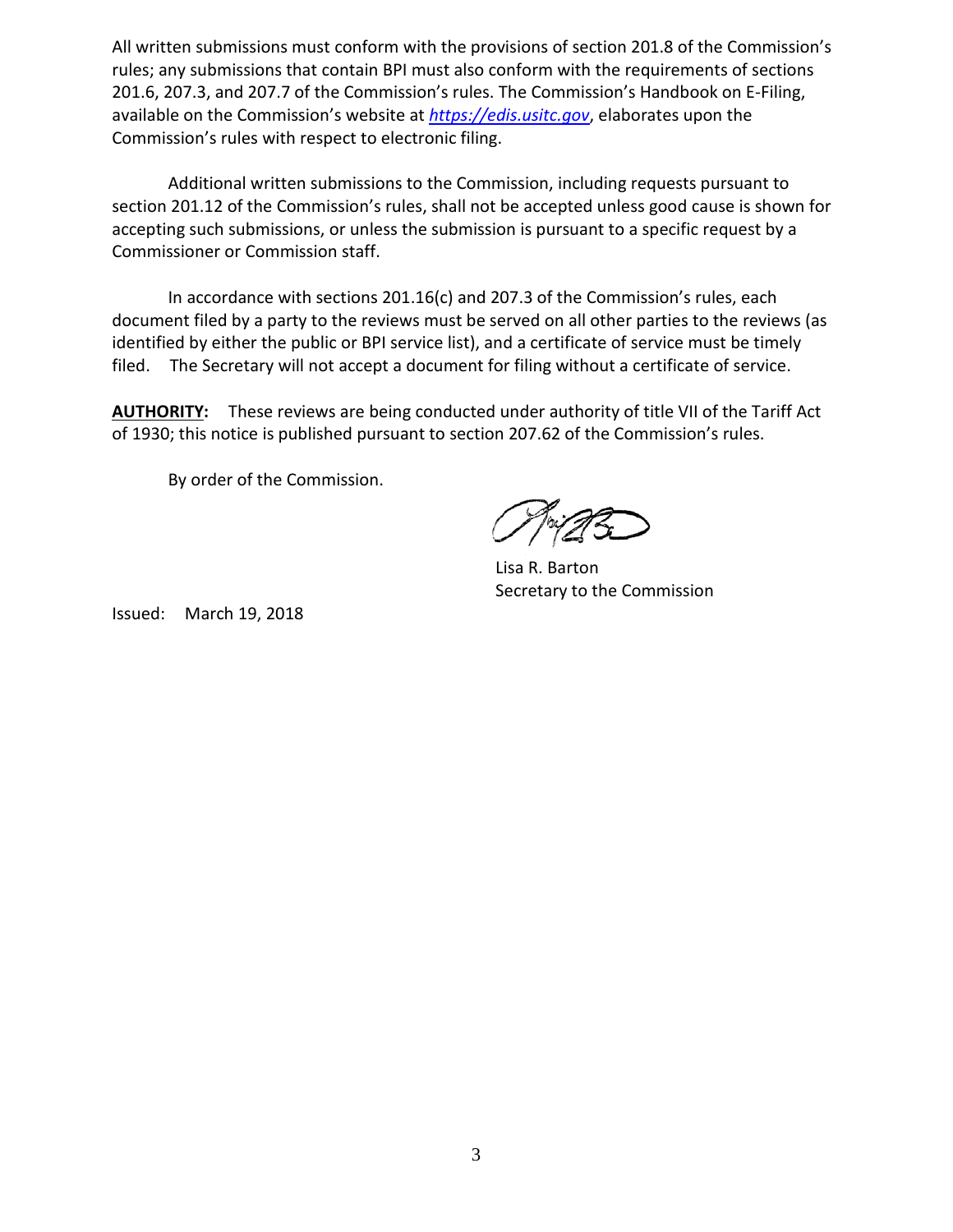All written submissions must conform with the provisions of section 201.8 of the Commission's rules; any submissions that contain BPI must also conform with the requirements of sections 201.6, 207.3, and 207.7 of the Commission's rules. The Commission's Handbook on E-Filing, available on the Commission's website at *https://edis.usitc.gov*, elaborates upon the Commission's rules with respect to electronic filing.

Additional written submissions to the Commission, including requests pursuant to section 201.12 of the Commission's rules, shall not be accepted unless good cause is shown for accepting such submissions, or unless the submission is pursuant to a specific request by a Commissioner or Commission staff.

In accordance with sections 201.16(c) and 207.3 of the Commission's rules, each document filed by a party to the reviews must be served on all other parties to the reviews (as identified by either the public or BPI service list), and a certificate of service must be timely filed. The Secretary will not accept a document for filing without a certificate of service.

**AUTHORITY:** These reviews are being conducted under authority of title VII of the Tariff Act of 1930; this notice is published pursuant to section 207.62 of the Commission's rules.

By order of the Commission.

Lisa R. Barton
Secretary to the Commission

Issued: March 19, 2018